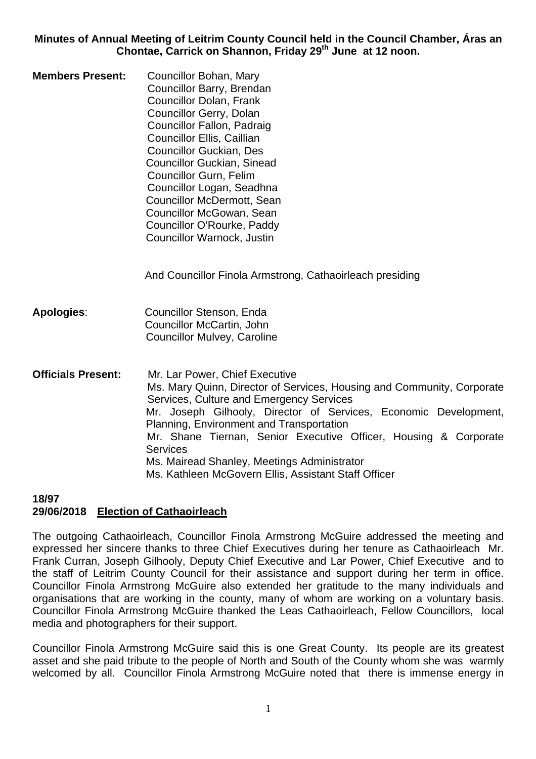**Minutes of Annual Meeting of Leitrim County Council held in the Council Chamber, Áras an Chontae, Carrick on Shannon, Friday 29th June at 12 noon.**

**Members Present:**
Councillor Bohan, Mary
Councillor Barry, Brendan
Councillor Dolan, Frank
Councillor Gerry, Dolan
Councillor Fallon, Padraig
Councillor Ellis, Caillian
Councillor Guckian, Des
Councillor Guckian, Sinead
Councillor Gurn, Felim
Councillor Logan, Seadhna
Councillor McDermott, Sean
Councillor McGowan, Sean
Councillor O'Rourke, Paddy
Councillor Warnock, Justin

And Councillor Finola Armstrong, Cathaoirleach presiding

**Apologies**:
Councillor Stenson, Enda
Councillor McCartin, John
Councillor Mulvey, Caroline

**Officials Present:**
Mr. Lar Power, Chief Executive
Ms. Mary Quinn, Director of Services, Housing and Community, Corporate Services, Culture and Emergency Services
Mr. Joseph Gilhooly, Director of Services, Economic Development, Planning, Environment and Transportation
Mr. Shane Tiernan, Senior Executive Officer, Housing & Corporate Services
Ms. Mairead Shanley, Meetings Administrator
Ms. Kathleen McGovern Ellis, Assistant Staff Officer

**18/97**
**29/06/2018 Election of Cathaoirleach**

The outgoing Cathaoirleach, Councillor Finola Armstrong McGuire addressed the meeting and expressed her sincere thanks to three Chief Executives during her tenure as Cathaoirleach Mr. Frank Curran, Joseph Gilhooly, Deputy Chief Executive and Lar Power, Chief Executive and to the staff of Leitrim County Council for their assistance and support during her term in office. Councillor Finola Armstrong McGuire also extended her gratitude to the many individuals and organisations that are working in the county, many of whom are working on a voluntary basis. Councillor Finola Armstrong McGuire thanked the Leas Cathaoirleach, Fellow Councillors, local media and photographers for their support.

Councillor Finola Armstrong McGuire said this is one Great County. Its people are its greatest asset and she paid tribute to the people of North and South of the County whom she was warmly welcomed by all. Councillor Finola Armstrong McGuire noted that there is immense energy in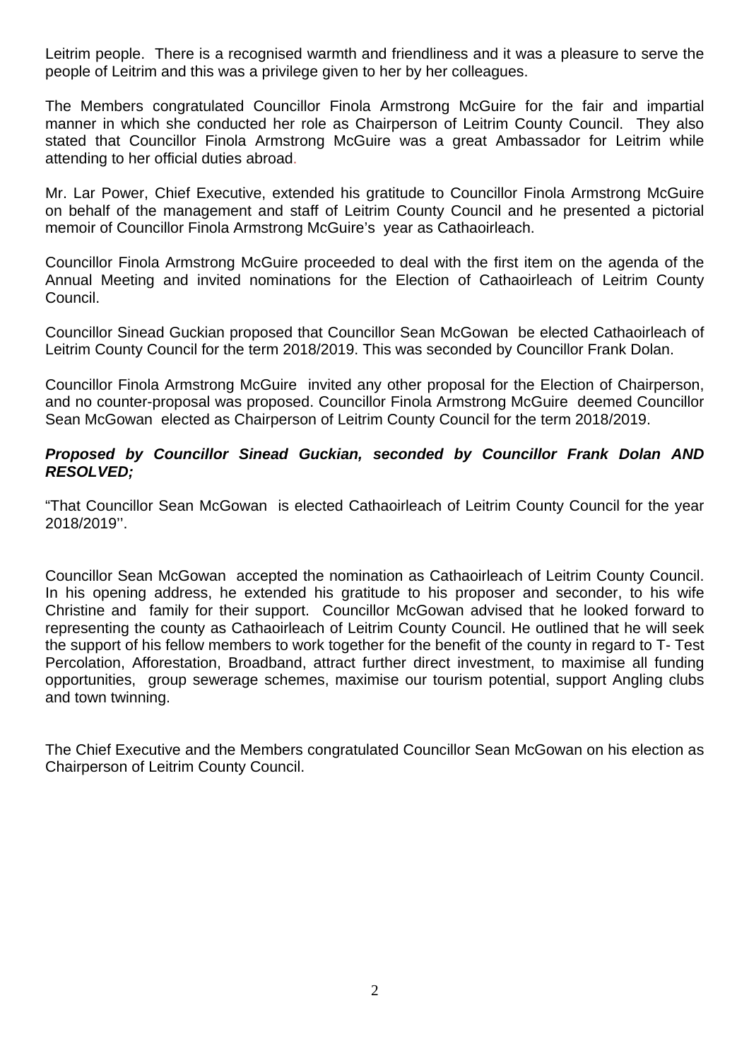Leitrim people. There is a recognised warmth and friendliness and it was a pleasure to serve the people of Leitrim and this was a privilege given to her by her colleagues.

The Members congratulated Councillor Finola Armstrong McGuire for the fair and impartial manner in which she conducted her role as Chairperson of Leitrim County Council. They also stated that Councillor Finola Armstrong McGuire was a great Ambassador for Leitrim while attending to her official duties abroad.

Mr. Lar Power, Chief Executive, extended his gratitude to Councillor Finola Armstrong McGuire on behalf of the management and staff of Leitrim County Council and he presented a pictorial memoir of Councillor Finola Armstrong McGuire's year as Cathaoirleach.

Councillor Finola Armstrong McGuire proceeded to deal with the first item on the agenda of the Annual Meeting and invited nominations for the Election of Cathaoirleach of Leitrim County Council.

Councillor Sinead Guckian proposed that Councillor Sean McGowan be elected Cathaoirleach of Leitrim County Council for the term 2018/2019. This was seconded by Councillor Frank Dolan.

Councillor Finola Armstrong McGuire invited any other proposal for the Election of Chairperson, and no counter-proposal was proposed. Councillor Finola Armstrong McGuire deemed Councillor Sean McGowan elected as Chairperson of Leitrim County Council for the term 2018/2019.

***Proposed by Councillor Sinead Guckian, seconded by Councillor Frank Dolan AND RESOLVED;***

"That Councillor Sean McGowan is elected Cathaoirleach of Leitrim County Council for the year 2018/2019''.

Councillor Sean McGowan accepted the nomination as Cathaoirleach of Leitrim County Council. In his opening address, he extended his gratitude to his proposer and seconder, to his wife Christine and family for their support. Councillor McGowan advised that he looked forward to representing the county as Cathaoirleach of Leitrim County Council. He outlined that he will seek the support of his fellow members to work together for the benefit of the county in regard to T- Test Percolation, Afforestation, Broadband, attract further direct investment, to maximise all funding opportunities, group sewerage schemes, maximise our tourism potential, support Angling clubs and town twinning.

The Chief Executive and the Members congratulated Councillor Sean McGowan on his election as Chairperson of Leitrim County Council.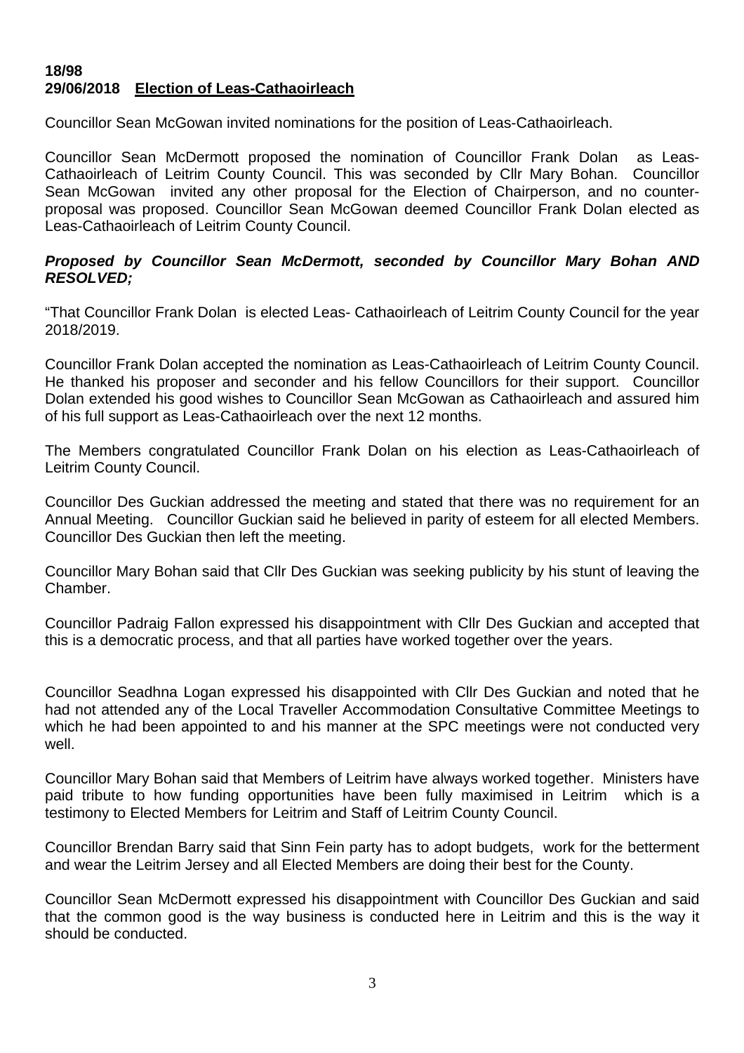**18/98**
**29/06/2018 <u>Election of Leas-Cathaoirleach</u>**

Councillor Sean McGowan invited nominations for the position of Leas-Cathaoirleach.

Councillor Sean McDermott proposed the nomination of Councillor Frank Dolan as Leas-Cathaoirleach of Leitrim County Council. This was seconded by Cllr Mary Bohan. Councillor Sean McGowan invited any other proposal for the Election of Chairperson, and no counter-proposal was proposed. Councillor Sean McGowan deemed Councillor Frank Dolan elected as Leas-Cathaoirleach of Leitrim County Council.

***Proposed by Councillor Sean McDermott, seconded by Councillor Mary Bohan AND RESOLVED;***

"That Councillor Frank Dolan is elected Leas- Cathaoirleach of Leitrim County Council for the year 2018/2019.

Councillor Frank Dolan accepted the nomination as Leas-Cathaoirleach of Leitrim County Council. He thanked his proposer and seconder and his fellow Councillors for their support. Councillor Dolan extended his good wishes to Councillor Sean McGowan as Cathaoirleach and assured him of his full support as Leas-Cathaoirleach over the next 12 months.

The Members congratulated Councillor Frank Dolan on his election as Leas-Cathaoirleach of Leitrim County Council.

Councillor Des Guckian addressed the meeting and stated that there was no requirement for an Annual Meeting. Councillor Guckian said he believed in parity of esteem for all elected Members. Councillor Des Guckian then left the meeting.

Councillor Mary Bohan said that Cllr Des Guckian was seeking publicity by his stunt of leaving the Chamber.

Councillor Padraig Fallon expressed his disappointment with Cllr Des Guckian and accepted that this is a democratic process, and that all parties have worked together over the years.

Councillor Seadhna Logan expressed his disappointed with Cllr Des Guckian and noted that he had not attended any of the Local Traveller Accommodation Consultative Committee Meetings to which he had been appointed to and his manner at the SPC meetings were not conducted very well.

Councillor Mary Bohan said that Members of Leitrim have always worked together. Ministers have paid tribute to how funding opportunities have been fully maximised in Leitrim which is a testimony to Elected Members for Leitrim and Staff of Leitrim County Council.

Councillor Brendan Barry said that Sinn Fein party has to adopt budgets, work for the betterment and wear the Leitrim Jersey and all Elected Members are doing their best for the County.

Councillor Sean McDermott expressed his disappointment with Councillor Des Guckian and said that the common good is the way business is conducted here in Leitrim and this is the way it should be conducted.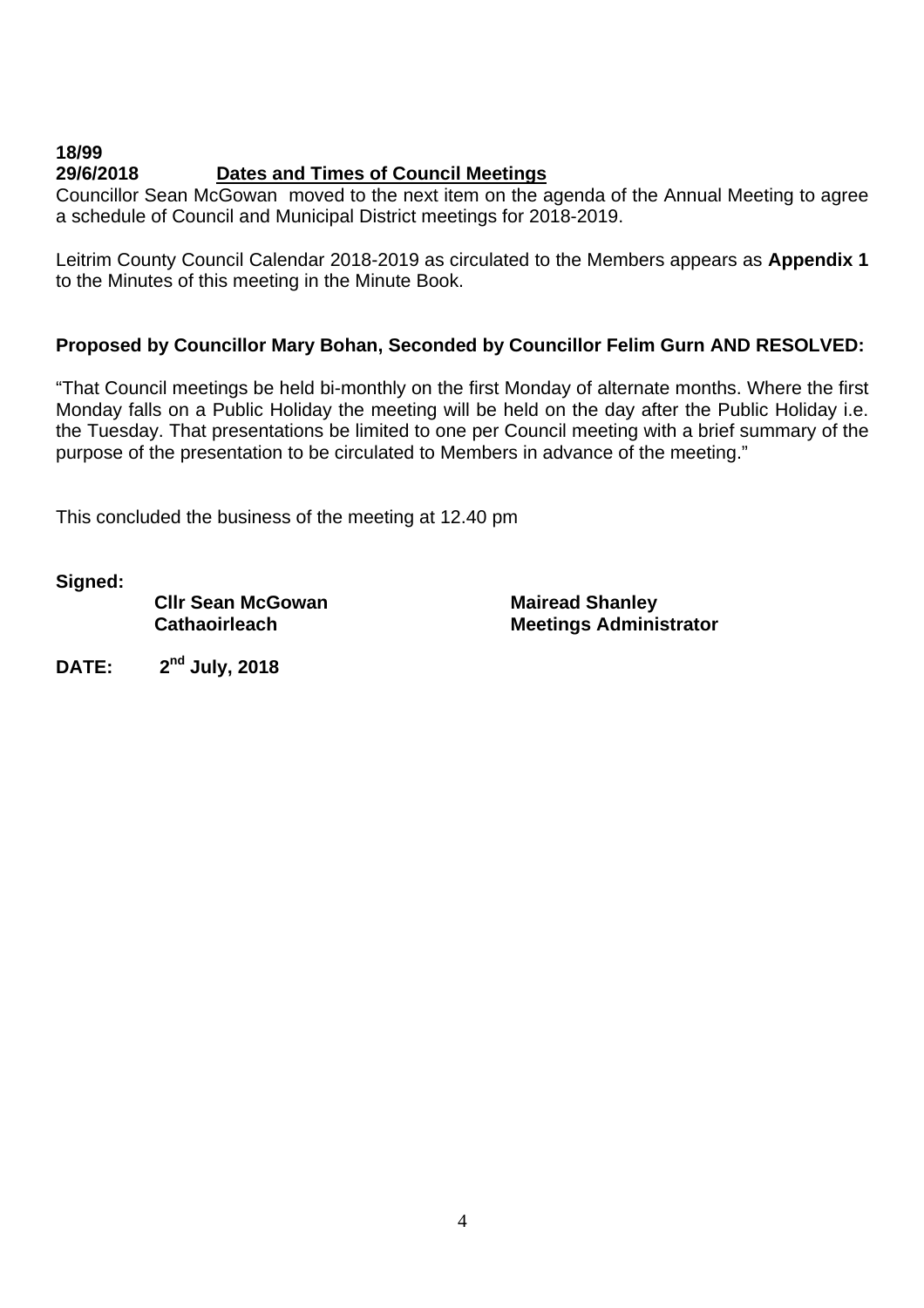**18/99**
**29/6/2018** **Dates and Times of Council Meetings**
Councillor Sean McGowan moved to the next item on the agenda of the Annual Meeting to agree a schedule of Council and Municipal District meetings for 2018-2019.

Leitrim County Council Calendar 2018-2019 as circulated to the Members appears as **Appendix 1** to the Minutes of this meeting in the Minute Book.

**Proposed by Councillor Mary Bohan, Seconded by Councillor Felim Gurn AND RESOLVED:**

"That Council meetings be held bi-monthly on the first Monday of alternate months. Where the first Monday falls on a Public Holiday the meeting will be held on the day after the Public Holiday i.e. the Tuesday. That presentations be limited to one per Council meeting with a brief summary of the purpose of the presentation to be circulated to Members in advance of the meeting."

This concluded the business of the meeting at 12.40 pm

**Signed:**

**Cllr Sean McGowan**
**Cathaoirleach**

**Mairead Shanley**
**Meetings Administrator**

**DATE:** **2nd July, 2018**